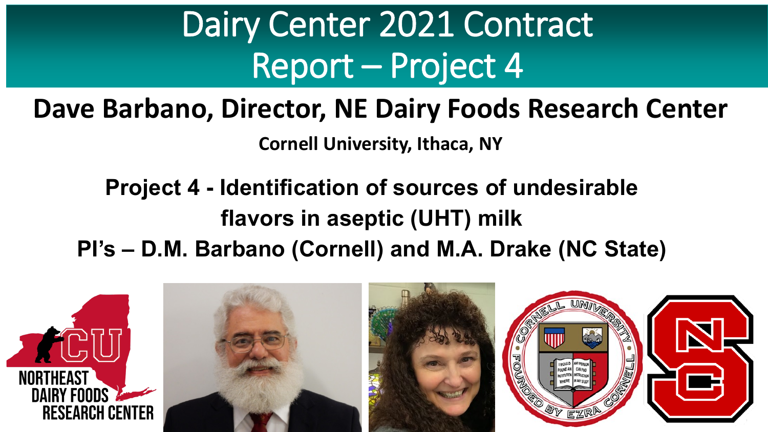# Dairy Center 2021 Contract Report – Project 4

## Dave Barbano, Director, NE Dairy Foods Research Center

**Cornell University, Ithaca, NY**

**Project 4 - Identification of sources of undesirable flavors in aseptic (UHT) milk**

**PI's – D.M. Barbano (Cornell) and M.A. Drake (NC State)**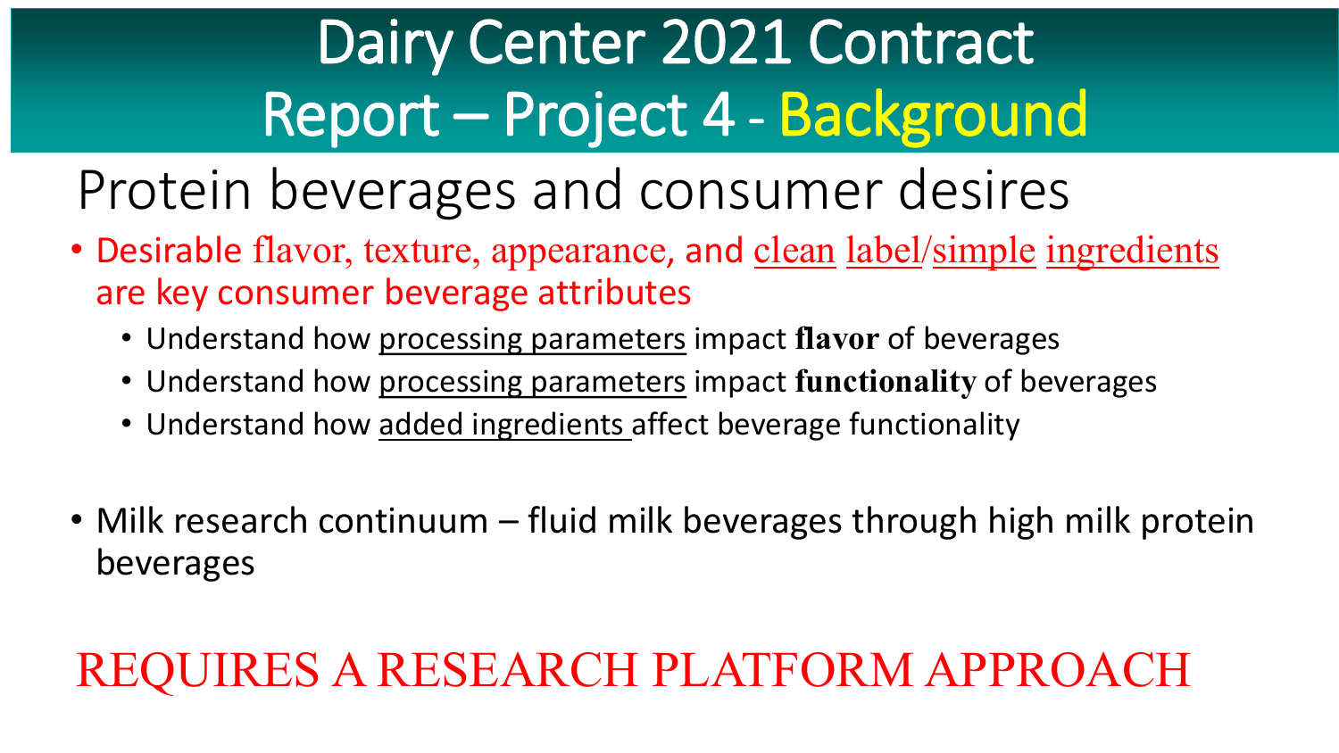# Dairy Center 2021 Contract Report – Project 4 - Background

## Protein beverages and consumer desires

- Desirable flavor, texture, appearance, and clean label/simple ingredients are key consumer beverage attributes
  - Understand how processing parameters impact **flavor** of beverages
  - Understand how processing parameters impact **functionality** of beverages
  - Understand how added ingredients affect beverage functionality

- Milk research continuum – fluid milk beverages through high milk protein beverages

REQUIRES A RESEARCH PLATFORM APPROACH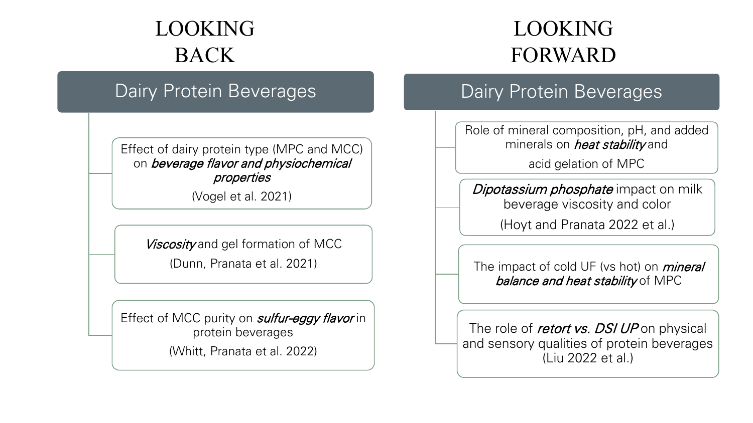# LOOKING BACK

## Dairy Protein Beverages

- Effect of dairy protein type (MPC and MCC) on *beverage flavor and physiochemical properties* (Vogel et al. 2021)
- *Viscosity* and gel formation of MCC (Dunn, Pranata et al. 2021)
- Effect of MCC purity on *sulfur-eggy flavor* in protein beverages (Whitt, Pranata et al. 2022)

# LOOKING FORWARD

## Dairy Protein Beverages

- Role of mineral composition, pH, and added minerals on *heat stability* and acid gelation of MPC
- *Dipotassium phosphate* impact on milk beverage viscosity and color (Hoyt and Pranata 2022 et al.)
- The impact of cold UF (vs hot) on *mineral balance and heat stability* of MPC
- The role of *retort vs. DSI UP* on physical and sensory qualities of protein beverages (Liu 2022 et al.)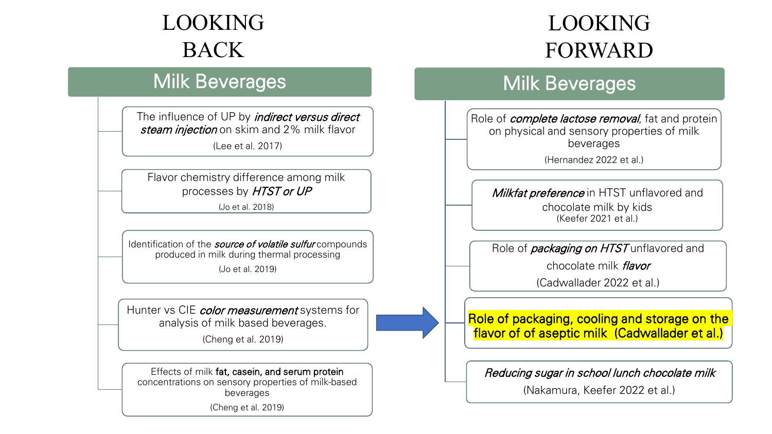# LOOKING BACK

## Milk Beverages

- The influence of UP by *indirect versus direct steam injection* on skim and 2% milk flavor (Lee et al. 2017)
- Flavor chemistry difference among milk processes by *HTST or UP* (Jo et al. 2018)
- Identification of the *source of volatile sulfur* compounds produced in milk during thermal processing (Jo et al. 2019)
- Hunter vs CIE *color measurement* systems for analysis of milk based beverages. (Cheng et al. 2019)
- Effects of milk **fat, casein, and serum protein** concentrations on sensory properties of milk-based beverages (Cheng et al. 2019)

# LOOKING FORWARD

## Milk Beverages

- Role of *complete lactose removal*, fat and protein on physical and sensory properties of milk beverages (Hernandez 2022 et al.)
- *Milkfat preference* in HTST unflavored and chocolate milk by kids (Keefer 2021 et al.)
- Role of *packaging on HTST* unflavored and chocolate milk *flavor* (Cadwallader 2022 et al.)
- Role of packaging, cooling and storage on the flavor of of aseptic milk (Cadwallader et al.)
- *Reducing sugar in school lunch chocolate milk* (Nakamura, Keefer 2022 et al.)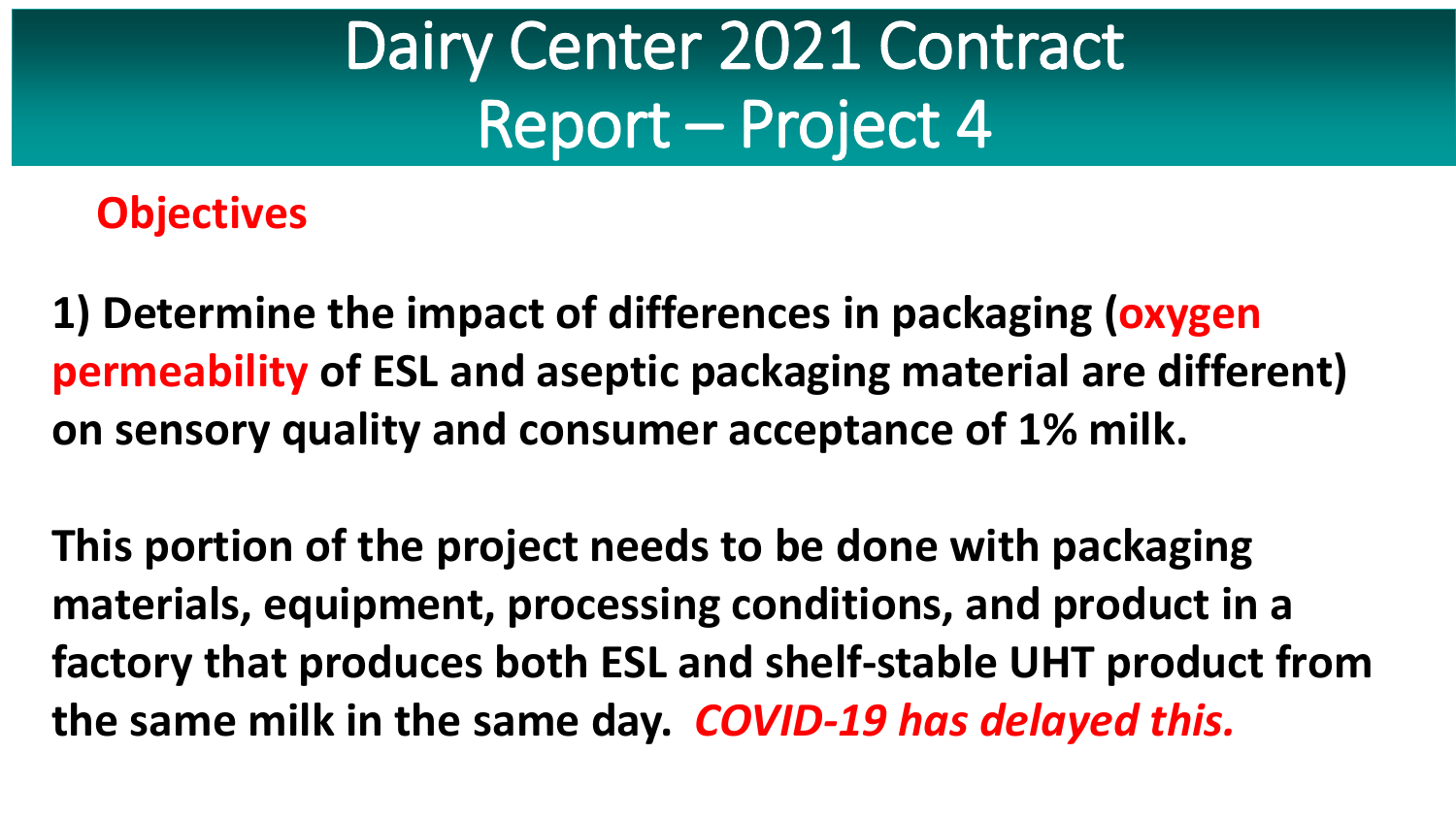# Dairy Center 2021 Contract Report – Project 4

## Objectives

**1) Determine the impact of differences in packaging (oxygen permeability of ESL and aseptic packaging material are different) on sensory quality and consumer acceptance of 1% milk.**

**This portion of the project needs to be done with packaging materials, equipment, processing conditions, and product in a factory that produces both ESL and shelf-stable UHT product from the same milk in the same day.** ***COVID-19 has delayed this.***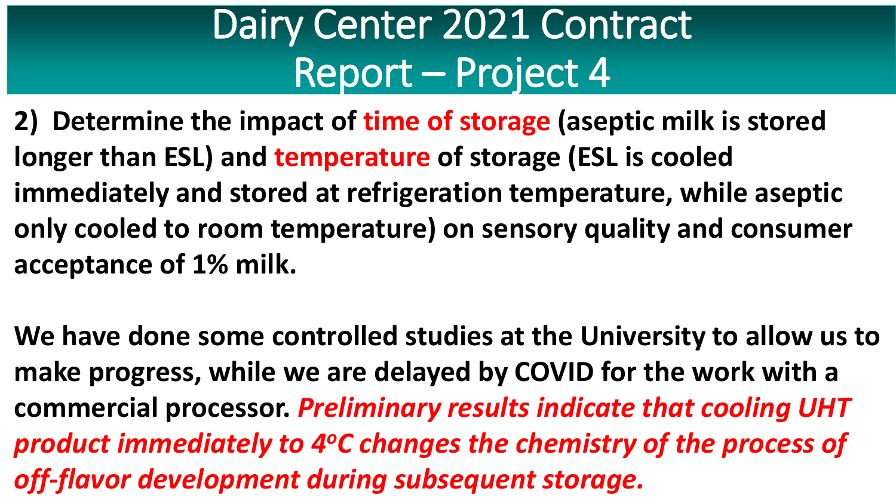# Dairy Center 2021 Contract Report – Project 4

**2) Determine the impact of time of storage (aseptic milk is stored longer than ESL) and temperature of storage (ESL is cooled immediately and stored at refrigeration temperature, while aseptic only cooled to room temperature) on sensory quality and consumer acceptance of 1% milk.**

**We have done some controlled studies at the University to allow us to make progress, while we are delayed by COVID for the work with a commercial processor. *Preliminary results indicate that cooling UHT product immediately to 4$^{o}$C changes the chemistry of the process of off-flavor development during subsequent storage.***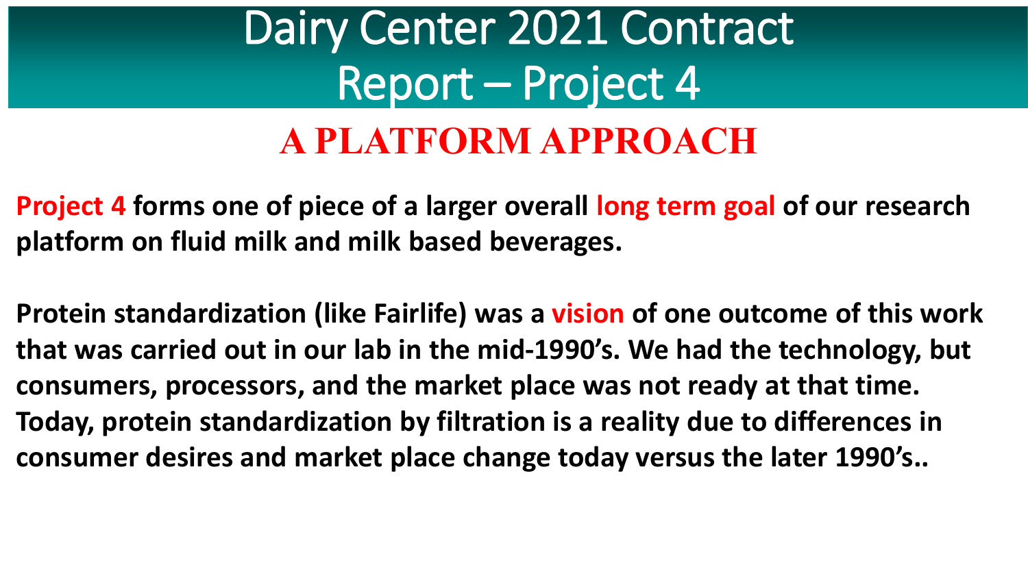# Dairy Center 2021 Contract Report – Project 4

## A PLATFORM APPROACH

**Project 4 forms one of piece of a larger overall long term goal of our research platform on fluid milk and milk based beverages.**

**Protein standardization (like Fairlife) was a vision of one outcome of this work that was carried out in our lab in the mid-1990's. We had the technology, but consumers, processors, and the market place was not ready at that time. Today, protein standardization by filtration is a reality due to differences in consumer desires and market place change today versus the later 1990's..**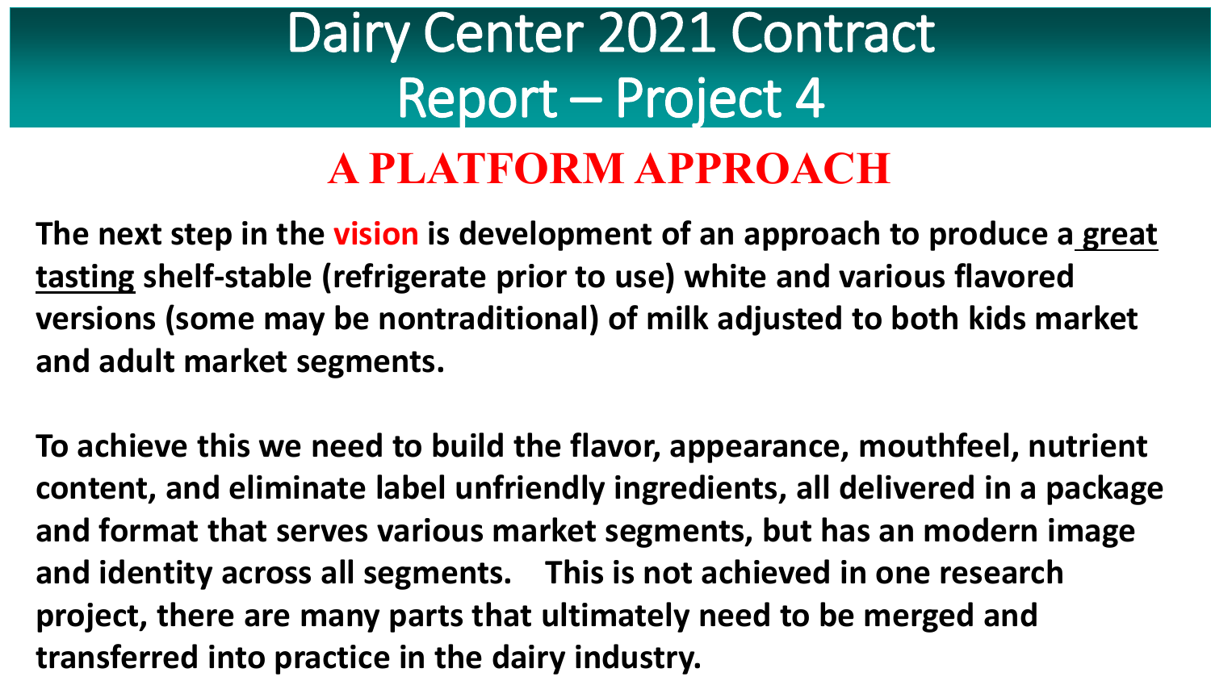# Dairy Center 2021 Contract Report – Project 4

## A PLATFORM APPROACH

**The next step in the vision is development of an approach to produce a great tasting shelf-stable (refrigerate prior to use) white and various flavored versions (some may be nontraditional) of milk adjusted to both kids market and adult market segments.**

**To achieve this we need to build the flavor, appearance, mouthfeel, nutrient content, and eliminate label unfriendly ingredients, all delivered in a package and format that serves various market segments, but has an modern image and identity across all segments. This is not achieved in one research project, there are many parts that ultimately need to be merged and transferred into practice in the dairy industry.**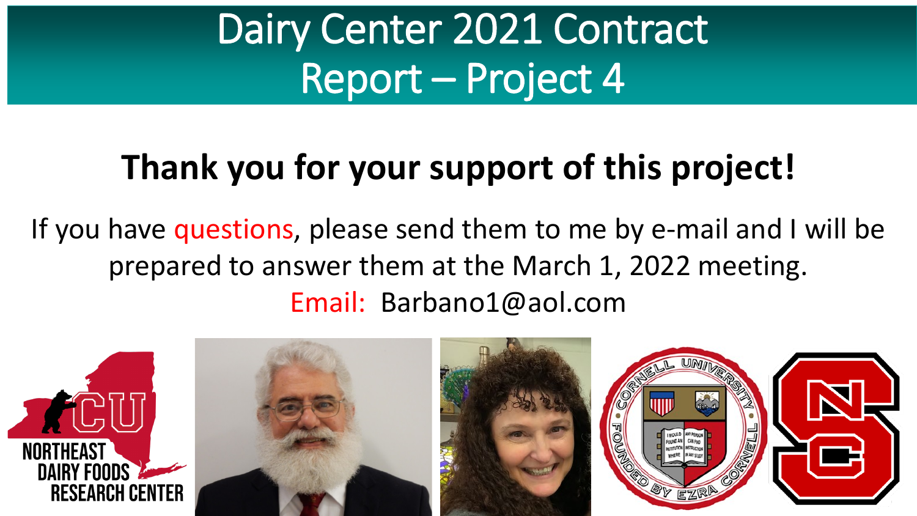# Dairy Center 2021 Contract Report – Project 4

**Thank you for your support of this project!**

If you have questions, please send them to me by e-mail and I will be prepared to answer them at the March 1, 2022 meeting.

Email: Barbano1@aol.com